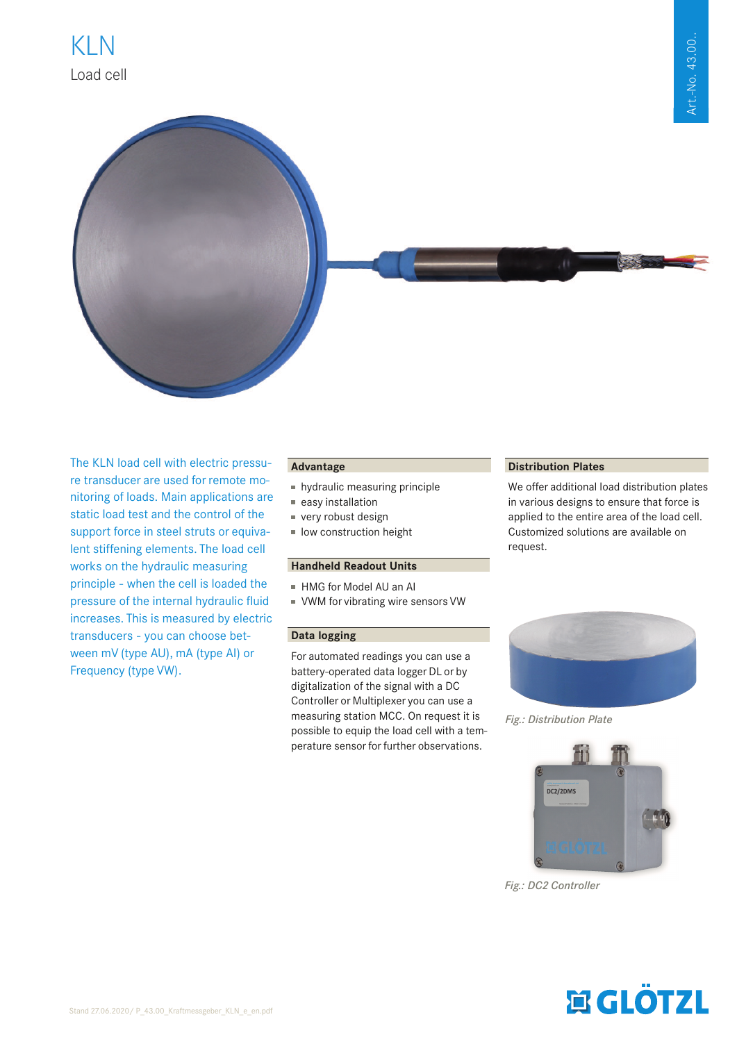# KLN

Load cell

Art.-No. 43.00..

The KLN load cell with electric pressure transducer are used for remote monitoring of loads. Main applications are static load test and the control of the support force in steel struts or equivalent stiffening elements. The load cell works on the hydraulic measuring principle - when the cell is loaded the pressure of the internal hydraulic fluid increases. This is measured by electric transducers - you can choose between mV (type AU), mA (type AI) or Frequency (type VW).

## Advantage

- hydraulic measuring principle
- easy installation
- very robust design
- low construction height

## Handheld Readout Units

- HMG for Model AU an AI
- VWM for vibrating wire sensors VW

## Data logging

For automated readings you can use a battery-operated data logger DL or by digitalization of the signal with a DC Controller or Multiplexer you can use a measuring station MCC. On request it is possible to equip the load cell with a temperature sensor for further observations.

## Distribution Plates

We offer additional load distribution plates in various designs to ensure that force is applied to the entire area of the load cell. Customized solutions are available on request.

*Fig.: Distribution Plate*

*Fig.: DC2 Controller*

Stand 27.06.2020 / P_43.00_Kraftmessgeber_KLN_e_en.pdf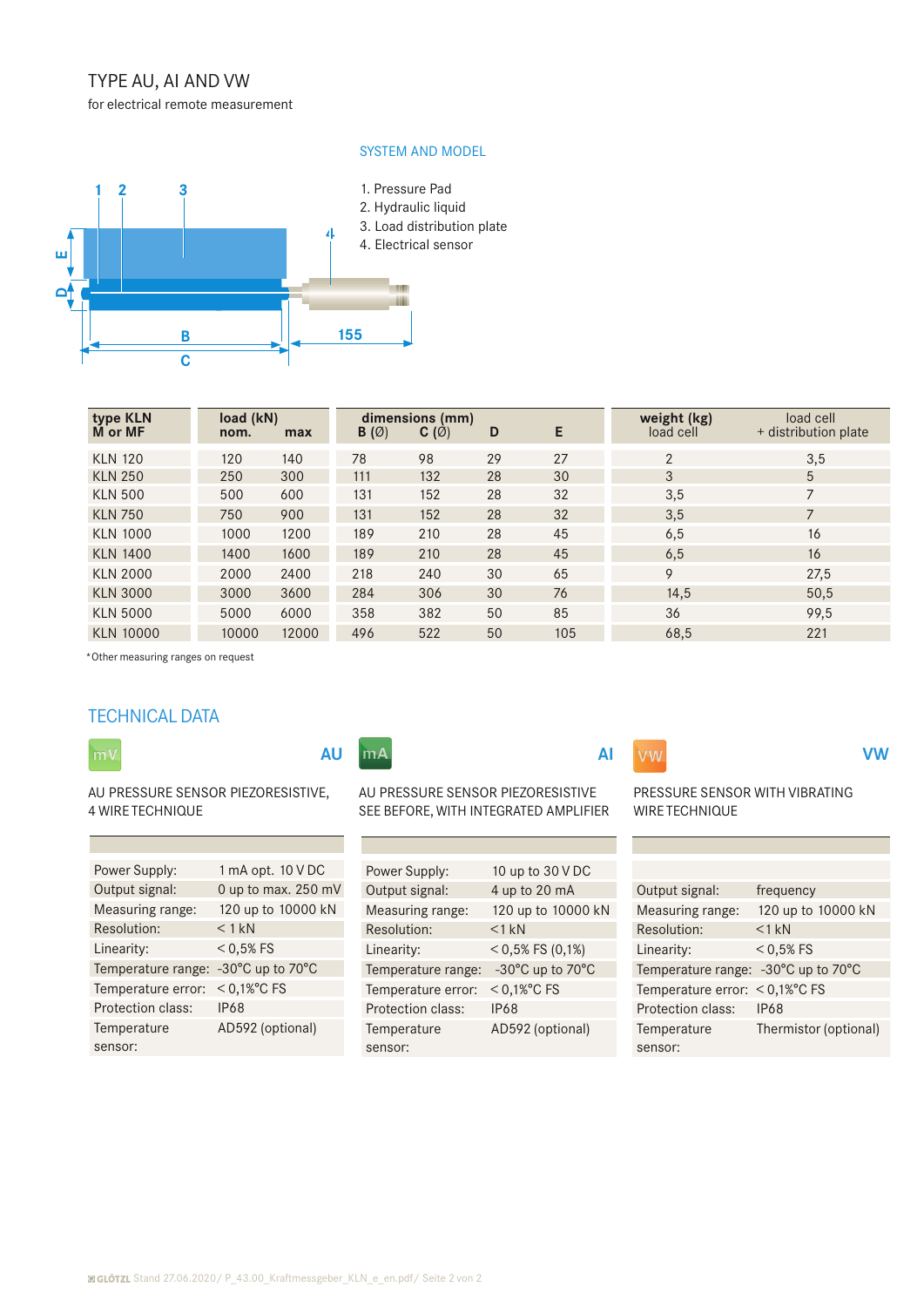# TYPE AU, AI AND VW

for electrical remote measurement

## SYSTEM AND MODEL

1. Pressure Pad
2. Hydraulic liquid
3. Load distribution plate
4. Electrical sensor

1 2 3

4

E

D

B

C

155

| type KLN M or MF | load (kN) nom. | max | dimensions (mm) B (Ø) | C (Ø) | D | E | weight (kg) load cell | load cell + distribution plate |
|---|---|---|---|---|---|---|---|---|
| KLN 120 | 120 | 140 | 78 | 98 | 29 | 27 | 2 | 3,5 |
| KLN 250 | 250 | 300 | 111 | 132 | 28 | 30 | 3 | 5 |
| KLN 500 | 500 | 600 | 131 | 152 | 28 | 32 | 3,5 | 7 |
| KLN 750 | 750 | 900 | 131 | 152 | 28 | 32 | 3,5 | 7 |
| KLN 1000 | 1000 | 1200 | 189 | 210 | 28 | 45 | 6,5 | 16 |
| KLN 1400 | 1400 | 1600 | 189 | 210 | 28 | 45 | 6,5 | 16 |
| KLN 2000 | 2000 | 2400 | 218 | 240 | 30 | 65 | 9 | 27,5 |
| KLN 3000 | 3000 | 3600 | 284 | 306 | 30 | 76 | 14,5 | 50,5 |
| KLN 5000 | 5000 | 6000 | 358 | 382 | 50 | 85 | 36 | 99,5 |
| KLN 10000 | 10000 | 12000 | 496 | 522 | 50 | 105 | 68,5 | 221 |

*Other measuring ranges on request

## TECHNICAL DATA

### mV AU

AU PRESSURE SENSOR PIEZORESISTIVE, 4 WIRE TECHNIQUE

| | |
|---|---|
| Power Supply: | 1 mA opt. 10 V DC |
| Output signal: | 0 up to max. 250 mV |
| Measuring range: | 120 up to 10000 kN |
| Resolution: | < 1 kN |
| Linearity: | < 0,5% FS |
| Temperature range: | -30°C up to 70°C |
| Temperature error: | < 0,1%°C FS |
| Protection class: | IP68 |
| Temperature sensor: | AD592 (optional) |

### mA AI

AU PRESSURE SENSOR PIEZORESISTIVE SEE BEFORE, WITH INTEGRATED AMPLIFIER

| | |
|---|---|
| Power Supply: | 10 up to 30 V DC |
| Output signal: | 4 up to 20 mA |
| Measuring range: | 120 up to 10000 kN |
| Resolution: | <1 kN |
| Linearity: | < 0,5% FS (0,1%) |
| Temperature range: | -30°C up to 70°C |
| Temperature error: | < 0,1%°C FS |
| Protection class: | IP68 |
| Temperature sensor: | AD592 (optional) |

### VW VW

PRESSURE SENSOR WITH VIBRATING WIRE TECHNIQUE

| | |
|---|---|
| Output signal: | frequency |
| Measuring range: | 120 up to 10000 kN |
| Resolution: | <1 kN |
| Linearity: | < 0,5% FS |
| Temperature range: | -30°C up to 70°C |
| Temperature error: | < 0,1%°C FS |
| Protection class: | IP68 |
| Temperature sensor: | Thermistor (optional) |